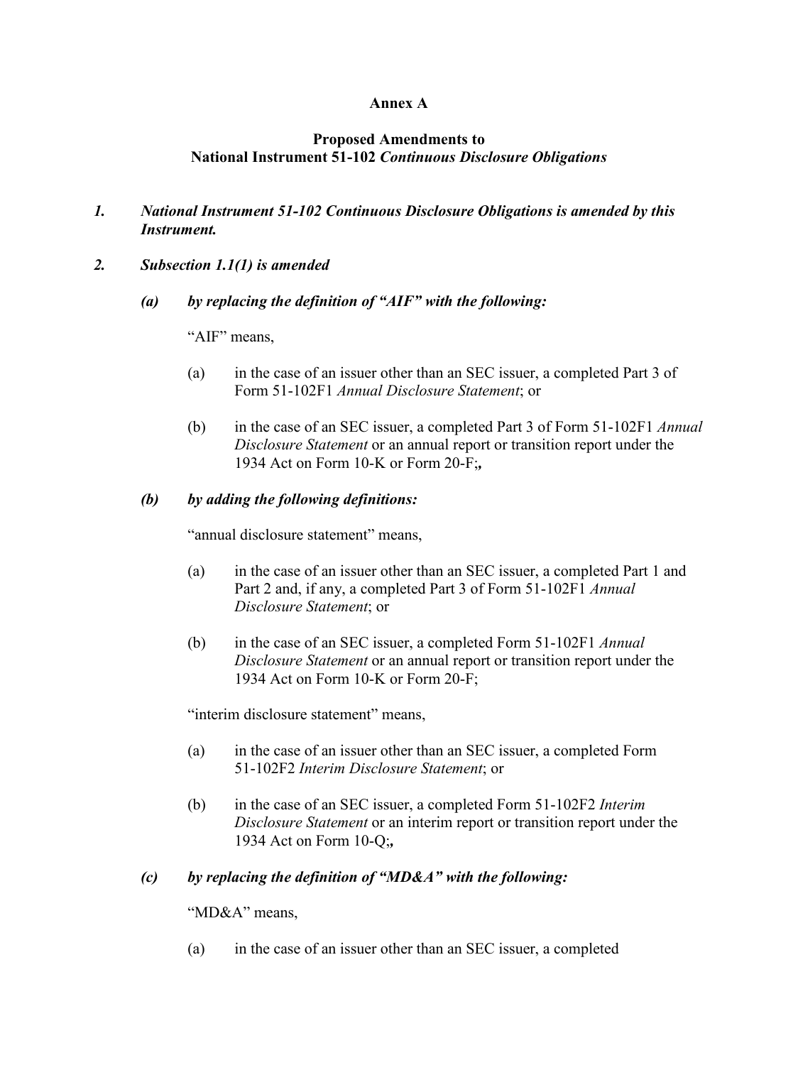**Annex A**

**Proposed Amendments to**
**National Instrument 51-102 *Continuous Disclosure Obligations***

1. ***National Instrument 51-102 Continuous Disclosure Obligations is amended by this Instrument.***

2. ***Subsection 1.1(1) is amended***

   ***(a) by replacing the definition of "AIF" with the following:***

   "AIF" means,

   (a) in the case of an issuer other than an SEC issuer, a completed Part 3 of Form 51-102F1 *Annual Disclosure Statement*; or

   (b) in the case of an SEC issuer, a completed Part 3 of Form 51-102F1 *Annual Disclosure Statement* or an annual report or transition report under the 1934 Act on Form 10-K or Form 20-F;**,**

   ***(b) by adding the following definitions:***

   "annual disclosure statement" means,

   (a) in the case of an issuer other than an SEC issuer, a completed Part 1 and Part 2 and, if any, a completed Part 3 of Form 51-102F1 *Annual Disclosure Statement*; or

   (b) in the case of an SEC issuer, a completed Form 51-102F1 *Annual Disclosure Statement* or an annual report or transition report under the 1934 Act on Form 10-K or Form 20-F;

   "interim disclosure statement" means,

   (a) in the case of an issuer other than an SEC issuer, a completed Form 51-102F2 *Interim Disclosure Statement*; or

   (b) in the case of an SEC issuer, a completed Form 51-102F2 *Interim Disclosure Statement* or an interim report or transition report under the 1934 Act on Form 10-Q;**,**

   ***(c) by replacing the definition of "MD&A" with the following:***

   "MD&A" means,

   (a) in the case of an issuer other than an SEC issuer, a completed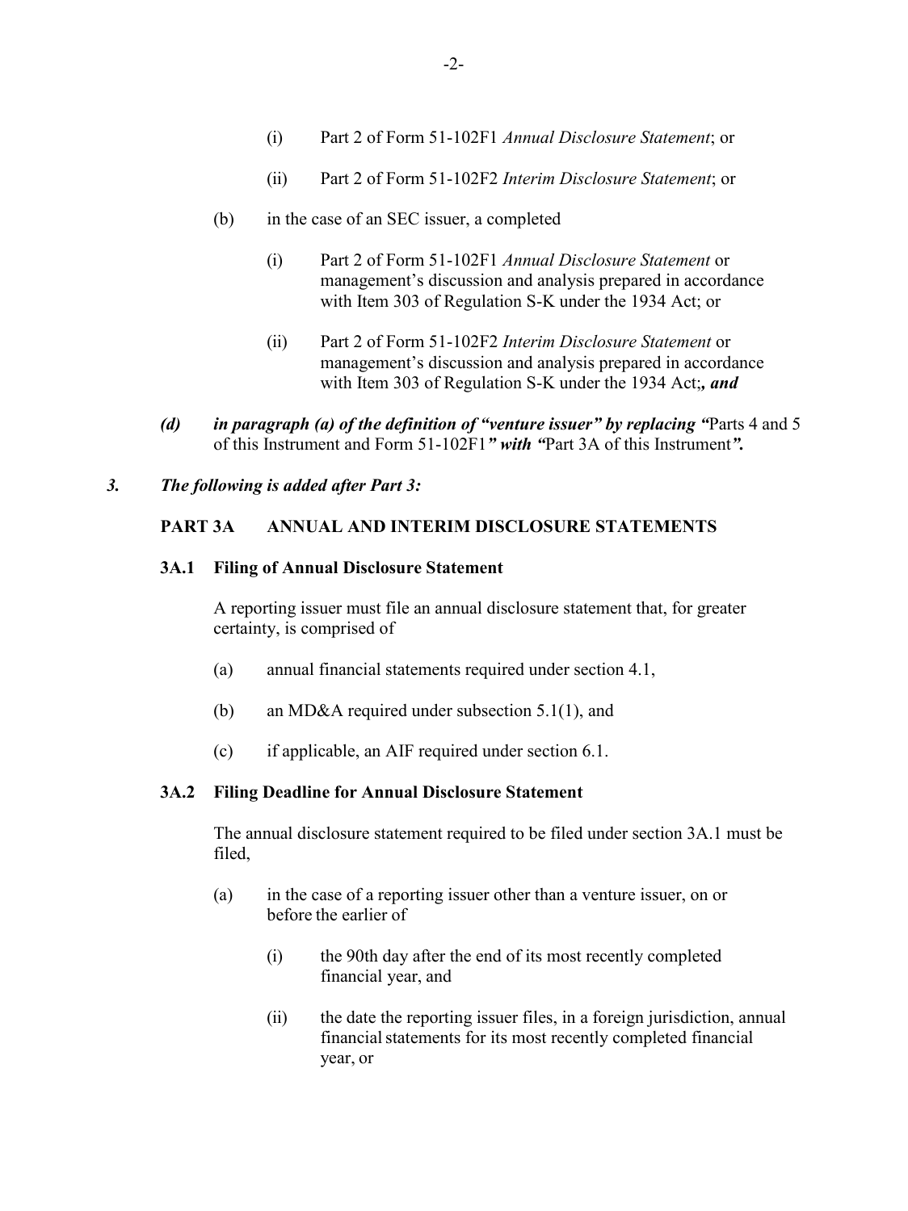(i) Part 2 of Form 51-102F1 *Annual Disclosure Statement*; or

(ii) Part 2 of Form 51-102F2 *Interim Disclosure Statement*; or

(b) in the case of an SEC issuer, a completed

(i) Part 2 of Form 51-102F1 *Annual Disclosure Statement* or management's discussion and analysis prepared in accordance with Item 303 of Regulation S-K under the 1934 Act; or

(ii) Part 2 of Form 51-102F2 *Interim Disclosure Statement* or management's discussion and analysis prepared in accordance with Item 303 of Regulation S-K under the 1934 Act;***, and***

***(d) in paragraph (a) of the definition of "venture issuer" by replacing "***Parts 4 and 5 of this Instrument and Form 51-102F1***" with "***Part 3A of this Instrument***".***

***3. The following is added after Part 3:***

**PART 3A ANNUAL AND INTERIM DISCLOSURE STATEMENTS**

**3A.1 Filing of Annual Disclosure Statement**

A reporting issuer must file an annual disclosure statement that, for greater certainty, is comprised of

(a) annual financial statements required under section 4.1,

(b) an MD&A required under subsection 5.1(1), and

(c) if applicable, an AIF required under section 6.1.

**3A.2 Filing Deadline for Annual Disclosure Statement**

The annual disclosure statement required to be filed under section 3A.1 must be filed,

(a) in the case of a reporting issuer other than a venture issuer, on or before the earlier of

(i) the 90th day after the end of its most recently completed financial year, and

(ii) the date the reporting issuer files, in a foreign jurisdiction, annual financial statements for its most recently completed financial year, or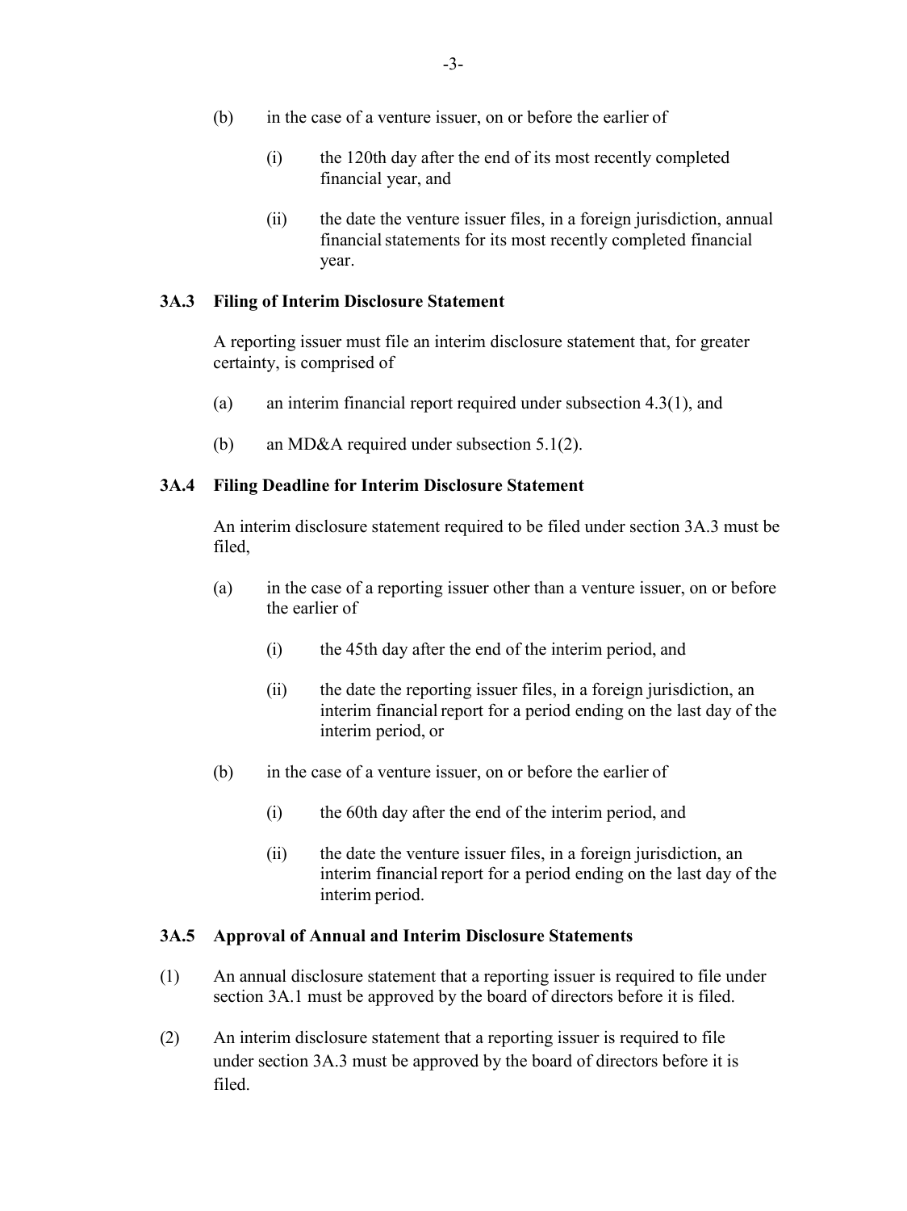(b) in the case of a venture issuer, on or before the earlier of

  (i) the 120th day after the end of its most recently completed financial year, and

  (ii) the date the venture issuer files, in a foreign jurisdiction, annual financial statements for its most recently completed financial year.

**3A.3 Filing of Interim Disclosure Statement**

A reporting issuer must file an interim disclosure statement that, for greater certainty, is comprised of

(a) an interim financial report required under subsection 4.3(1), and

(b) an MD&A required under subsection 5.1(2).

**3A.4 Filing Deadline for Interim Disclosure Statement**

An interim disclosure statement required to be filed under section 3A.3 must be filed,

(a) in the case of a reporting issuer other than a venture issuer, on or before the earlier of

  (i) the 45th day after the end of the interim period, and

  (ii) the date the reporting issuer files, in a foreign jurisdiction, an interim financial report for a period ending on the last day of the interim period, or

(b) in the case of a venture issuer, on or before the earlier of

  (i) the 60th day after the end of the interim period, and

  (ii) the date the venture issuer files, in a foreign jurisdiction, an interim financial report for a period ending on the last day of the interim period.

**3A.5 Approval of Annual and Interim Disclosure Statements**

(1) An annual disclosure statement that a reporting issuer is required to file under section 3A.1 must be approved by the board of directors before it is filed.

(2) An interim disclosure statement that a reporting issuer is required to file under section 3A.3 must be approved by the board of directors before it is filed.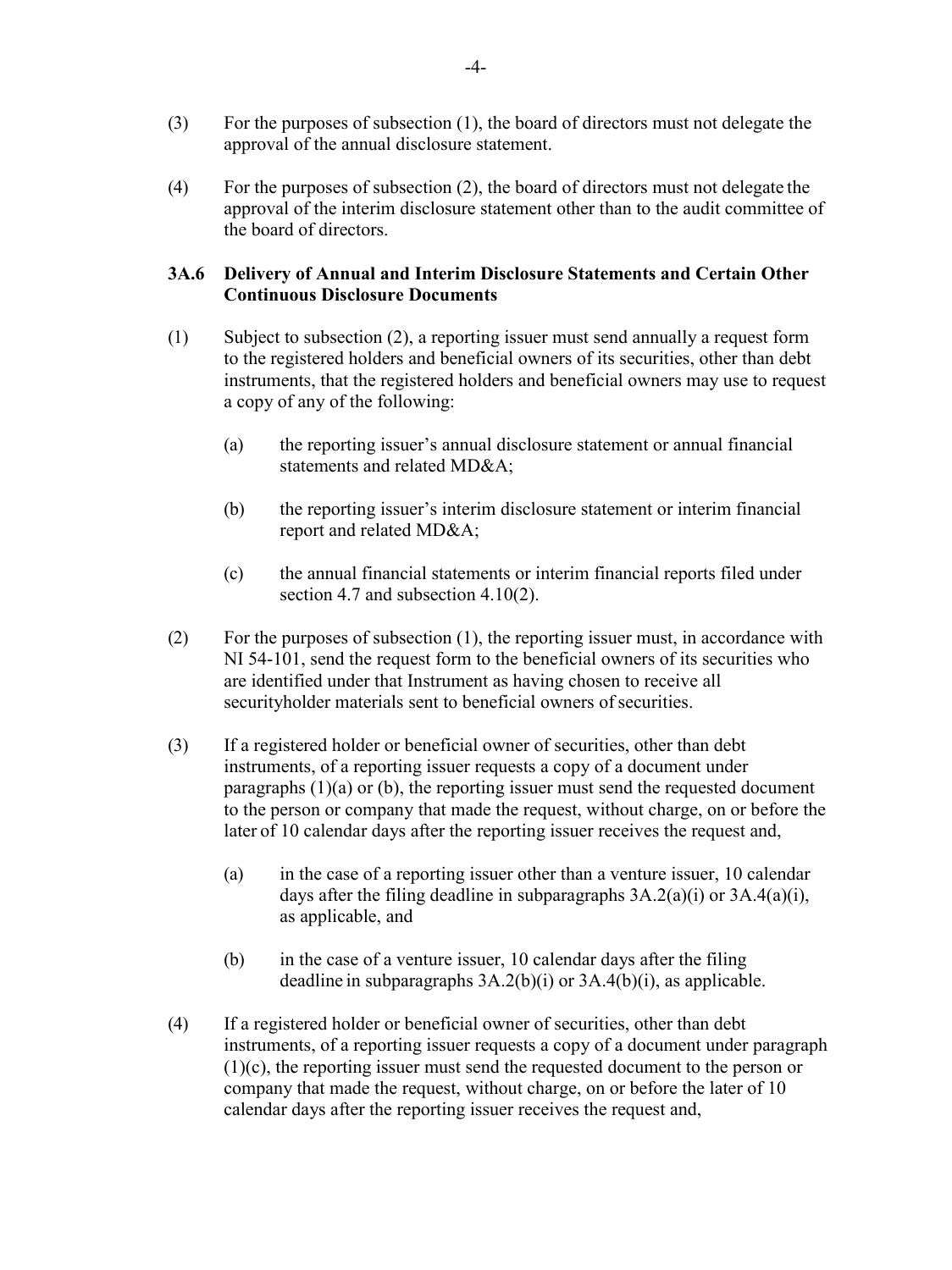(3) For the purposes of subsection (1), the board of directors must not delegate the approval of the annual disclosure statement.

(4) For the purposes of subsection (2), the board of directors must not delegate the approval of the interim disclosure statement other than to the audit committee of the board of directors.

**3A.6 Delivery of Annual and Interim Disclosure Statements and Certain Other Continuous Disclosure Documents**

(1) Subject to subsection (2), a reporting issuer must send annually a request form to the registered holders and beneficial owners of its securities, other than debt instruments, that the registered holders and beneficial owners may use to request a copy of any of the following:

(a) the reporting issuer's annual disclosure statement or annual financial statements and related MD&A;

(b) the reporting issuer's interim disclosure statement or interim financial report and related MD&A;

(c) the annual financial statements or interim financial reports filed under section 4.7 and subsection 4.10(2).

(2) For the purposes of subsection (1), the reporting issuer must, in accordance with NI 54-101, send the request form to the beneficial owners of its securities who are identified under that Instrument as having chosen to receive all securityholder materials sent to beneficial owners of securities.

(3) If a registered holder or beneficial owner of securities, other than debt instruments, of a reporting issuer requests a copy of a document under paragraphs (1)(a) or (b), the reporting issuer must send the requested document to the person or company that made the request, without charge, on or before the later of 10 calendar days after the reporting issuer receives the request and,

(a) in the case of a reporting issuer other than a venture issuer, 10 calendar days after the filing deadline in subparagraphs 3A.2(a)(i) or 3A.4(a)(i), as applicable, and

(b) in the case of a venture issuer, 10 calendar days after the filing deadline in subparagraphs 3A.2(b)(i) or 3A.4(b)(i), as applicable.

(4) If a registered holder or beneficial owner of securities, other than debt instruments, of a reporting issuer requests a copy of a document under paragraph (1)(c), the reporting issuer must send the requested document to the person or company that made the request, without charge, on or before the later of 10 calendar days after the reporting issuer receives the request and,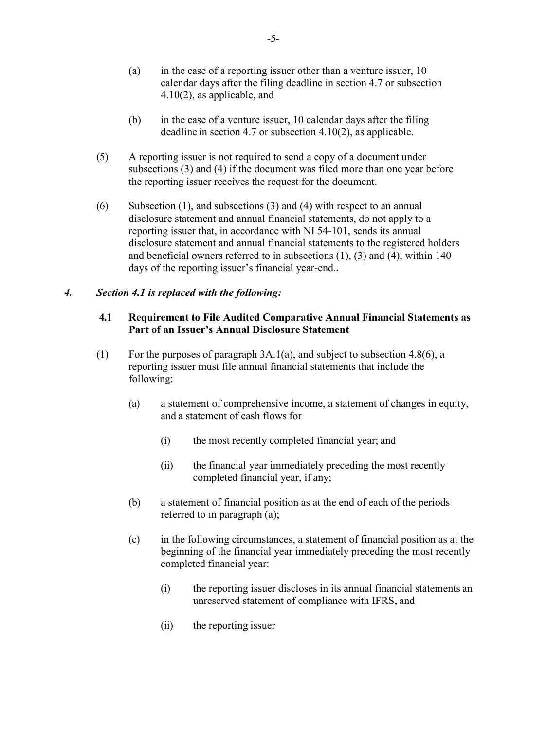(a) in the case of a reporting issuer other than a venture issuer, 10 calendar days after the filing deadline in section 4.7 or subsection 4.10(2), as applicable, and

(b) in the case of a venture issuer, 10 calendar days after the filing deadline in section 4.7 or subsection 4.10(2), as applicable.

(5) A reporting issuer is not required to send a copy of a document under subsections (3) and (4) if the document was filed more than one year before the reporting issuer receives the request for the document.

(6) Subsection (1), and subsections (3) and (4) with respect to an annual disclosure statement and annual financial statements, do not apply to a reporting issuer that, in accordance with NI 54-101, sends its annual disclosure statement and annual financial statements to the registered holders and beneficial owners referred to in subsections (1), (3) and (4), within 140 days of the reporting issuer's financial year-end.**.**

***4. Section 4.1 is replaced with the following:***

**4.1 Requirement to File Audited Comparative Annual Financial Statements as Part of an Issuer's Annual Disclosure Statement**

(1) For the purposes of paragraph 3A.1(a), and subject to subsection 4.8(6), a reporting issuer must file annual financial statements that include the following:

(a) a statement of comprehensive income, a statement of changes in equity, and a statement of cash flows for

(i) the most recently completed financial year; and

(ii) the financial year immediately preceding the most recently completed financial year, if any;

(b) a statement of financial position as at the end of each of the periods referred to in paragraph (a);

(c) in the following circumstances, a statement of financial position as at the beginning of the financial year immediately preceding the most recently completed financial year:

(i) the reporting issuer discloses in its annual financial statements an unreserved statement of compliance with IFRS, and

(ii) the reporting issuer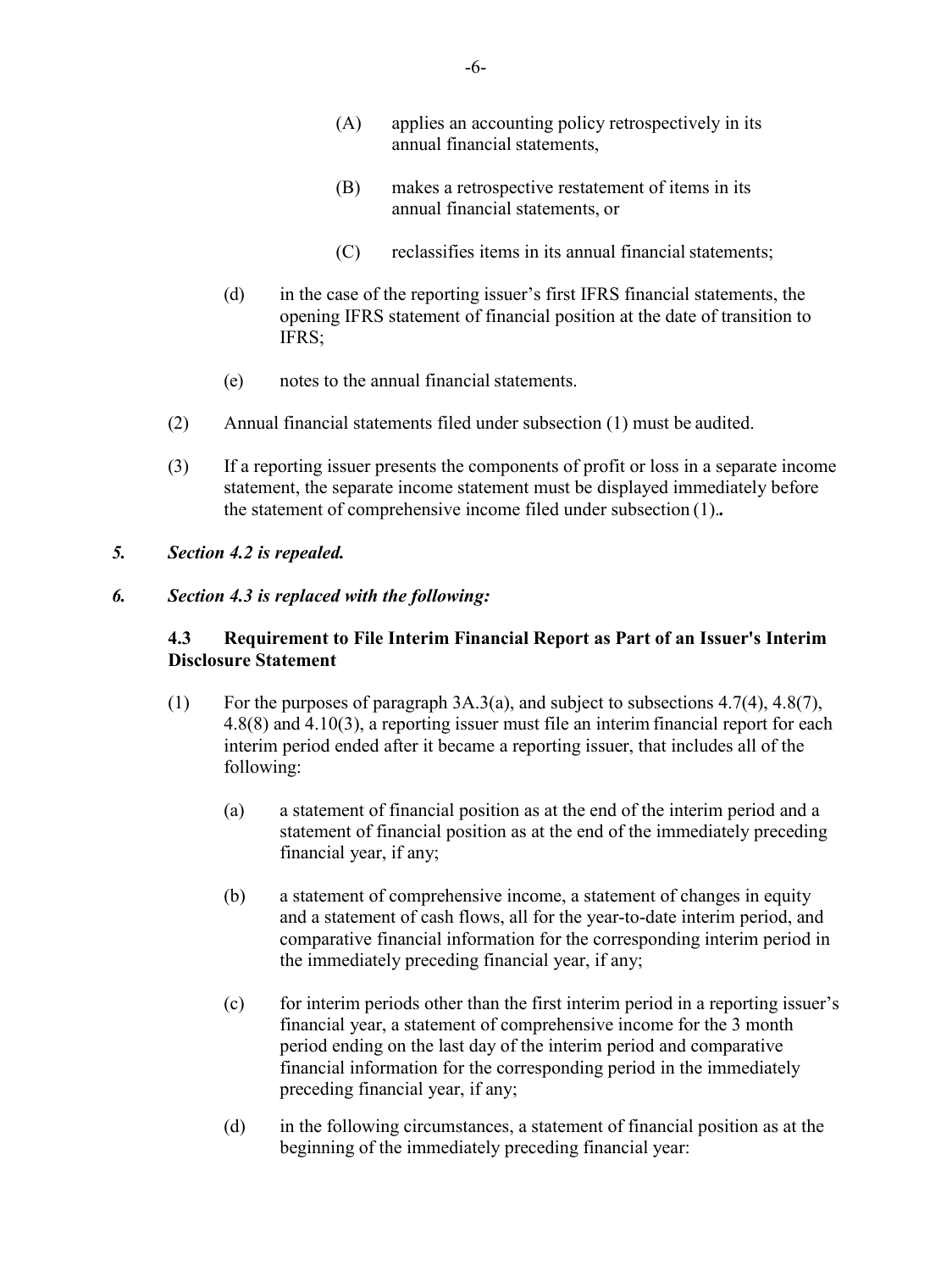(A) applies an accounting policy retrospectively in its annual financial statements,

(B) makes a retrospective restatement of items in its annual financial statements, or

(C) reclassifies items in its annual financial statements;

(d) in the case of the reporting issuer's first IFRS financial statements, the opening IFRS statement of financial position at the date of transition to IFRS;

(e) notes to the annual financial statements.

(2) Annual financial statements filed under subsection (1) must be audited.

(3) If a reporting issuer presents the components of profit or loss in a separate income statement, the separate income statement must be displayed immediately before the statement of comprehensive income filed under subsection (1)..

***5. Section 4.2 is repealed.***

***6. Section 4.3 is replaced with the following:***

**4.3 Requirement to File Interim Financial Report as Part of an Issuer's Interim Disclosure Statement**

(1) For the purposes of paragraph 3A.3(a), and subject to subsections 4.7(4), 4.8(7), 4.8(8) and 4.10(3), a reporting issuer must file an interim financial report for each interim period ended after it became a reporting issuer, that includes all of the following:

(a) a statement of financial position as at the end of the interim period and a statement of financial position as at the end of the immediately preceding financial year, if any;

(b) a statement of comprehensive income, a statement of changes in equity and a statement of cash flows, all for the year-to-date interim period, and comparative financial information for the corresponding interim period in the immediately preceding financial year, if any;

(c) for interim periods other than the first interim period in a reporting issuer's financial year, a statement of comprehensive income for the 3 month period ending on the last day of the interim period and comparative financial information for the corresponding period in the immediately preceding financial year, if any;

(d) in the following circumstances, a statement of financial position as at the beginning of the immediately preceding financial year: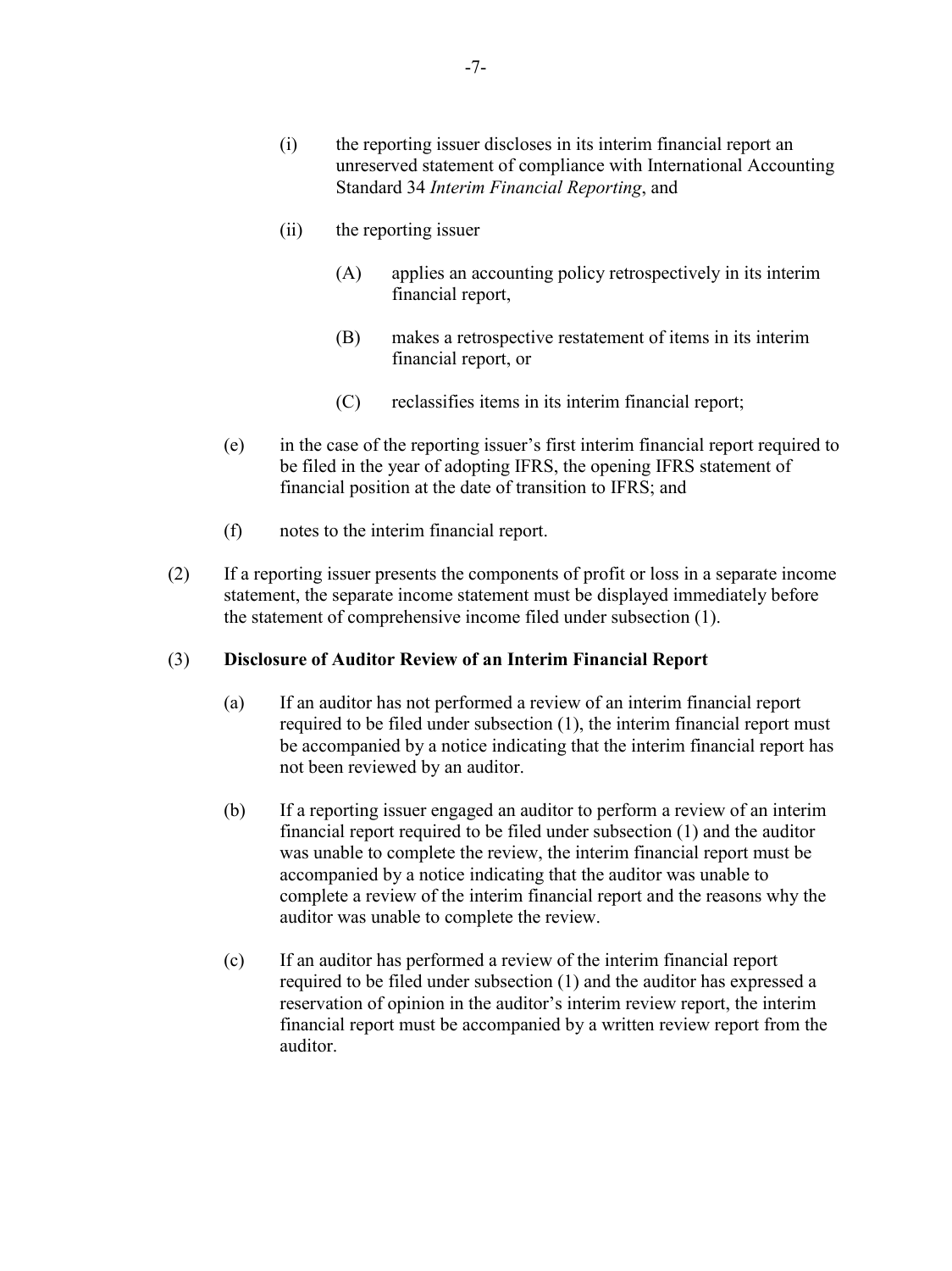(i) the reporting issuer discloses in its interim financial report an unreserved statement of compliance with International Accounting Standard 34 *Interim Financial Reporting*, and

(ii) the reporting issuer

(A) applies an accounting policy retrospectively in its interim financial report,

(B) makes a retrospective restatement of items in its interim financial report, or

(C) reclassifies items in its interim financial report;

(e) in the case of the reporting issuer's first interim financial report required to be filed in the year of adopting IFRS, the opening IFRS statement of financial position at the date of transition to IFRS; and

(f) notes to the interim financial report.

(2) If a reporting issuer presents the components of profit or loss in a separate income statement, the separate income statement must be displayed immediately before the statement of comprehensive income filed under subsection (1).

(3) **Disclosure of Auditor Review of an Interim Financial Report**

(a) If an auditor has not performed a review of an interim financial report required to be filed under subsection (1), the interim financial report must be accompanied by a notice indicating that the interim financial report has not been reviewed by an auditor.

(b) If a reporting issuer engaged an auditor to perform a review of an interim financial report required to be filed under subsection (1) and the auditor was unable to complete the review, the interim financial report must be accompanied by a notice indicating that the auditor was unable to complete a review of the interim financial report and the reasons why the auditor was unable to complete the review.

(c) If an auditor has performed a review of the interim financial report required to be filed under subsection (1) and the auditor has expressed a reservation of opinion in the auditor's interim review report, the interim financial report must be accompanied by a written review report from the auditor.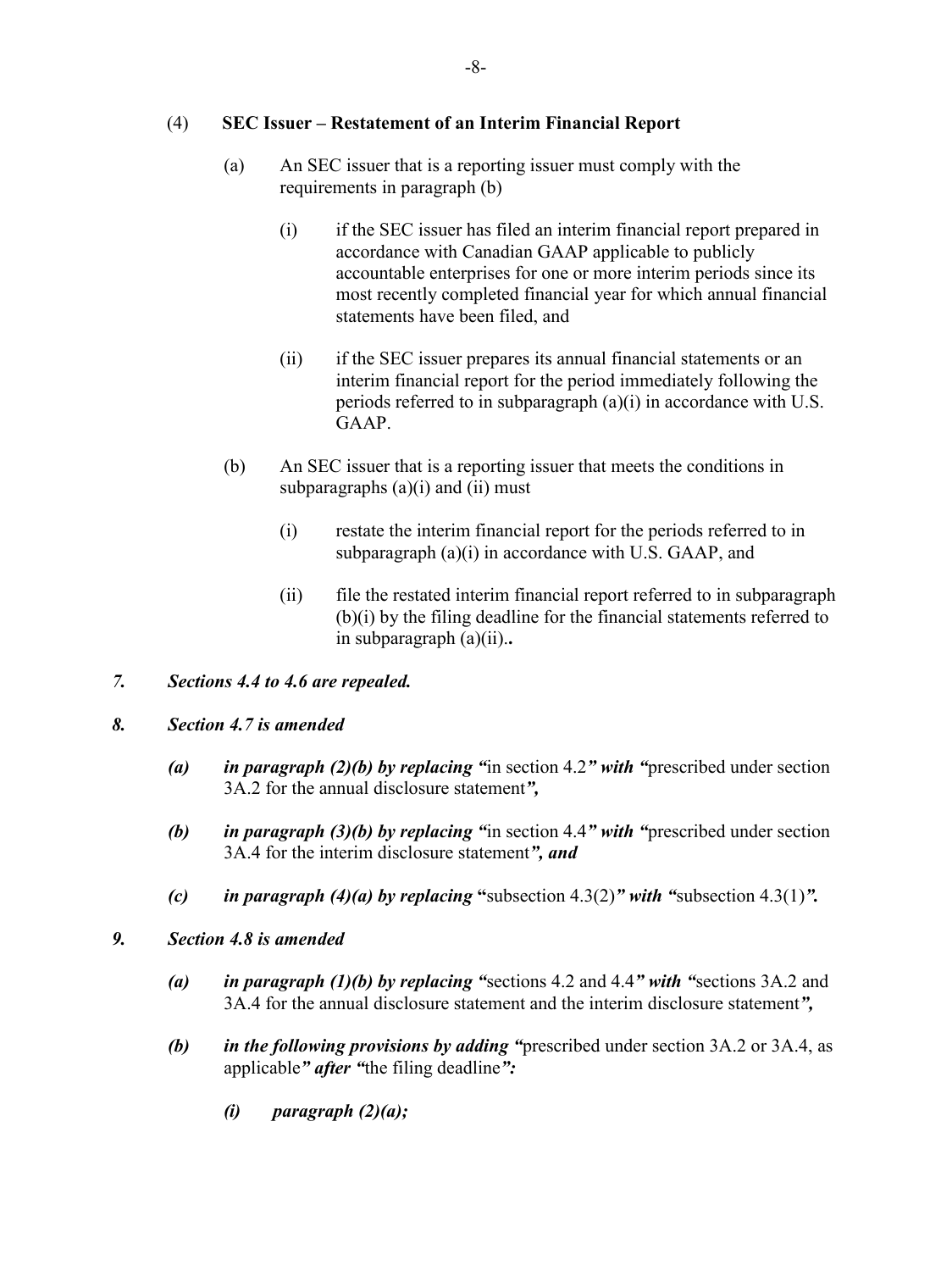(4) **SEC Issuer – Restatement of an Interim Financial Report**

(a) An SEC issuer that is a reporting issuer must comply with the requirements in paragraph (b)

(i) if the SEC issuer has filed an interim financial report prepared in accordance with Canadian GAAP applicable to publicly accountable enterprises for one or more interim periods since its most recently completed financial year for which annual financial statements have been filed, and

(ii) if the SEC issuer prepares its annual financial statements or an interim financial report for the period immediately following the periods referred to in subparagraph (a)(i) in accordance with U.S. GAAP.

(b) An SEC issuer that is a reporting issuer that meets the conditions in subparagraphs (a)(i) and (ii) must

(i) restate the interim financial report for the periods referred to in subparagraph (a)(i) in accordance with U.S. GAAP, and

(ii) file the restated interim financial report referred to in subparagraph (b)(i) by the filing deadline for the financial statements referred to in subparagraph (a)(ii)..

***7. Sections 4.4 to 4.6 are repealed.***

***8. Section 4.7 is amended***

***(a) in paragraph (2)(b) by replacing "***in section 4.2***" with "***prescribed under section 3A.2 for the annual disclosure statement***",***

***(b) in paragraph (3)(b) by replacing "***in section 4.4***" with "***prescribed under section 3A.4 for the interim disclosure statement***", and***

***(c) in paragraph (4)(a) by replacing "***subsection 4.3(2)***" with "***subsection 4.3(1)***".***

***9. Section 4.8 is amended***

***(a) in paragraph (1)(b) by replacing "***sections 4.2 and 4.4***" with "***sections 3A.2 and 3A.4 for the annual disclosure statement and the interim disclosure statement***",***

***(b) in the following provisions by adding "***prescribed under section 3A.2 or 3A.4, as applicable***" after "***the filing deadline***":***

***(i) paragraph (2)(a);***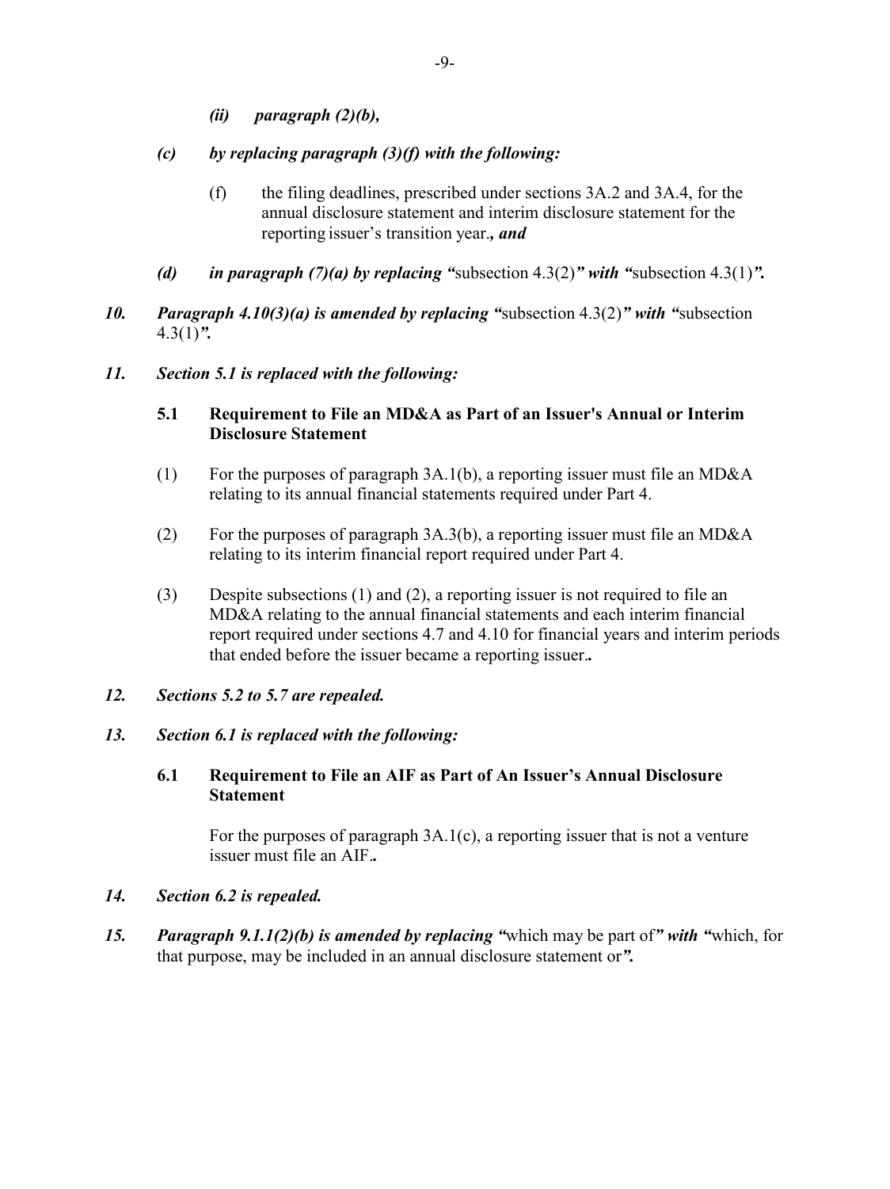*(ii) paragraph (2)(b),*

*(c) by replacing paragraph (3)(f) with the following:*

(f) the filing deadlines, prescribed under sections 3A.2 and 3A.4, for the annual disclosure statement and interim disclosure statement for the reporting issuer's transition year.***, and***

*(d) in paragraph (7)(a) by replacing "*subsection 4.3(2)*" with "*subsection 4.3(1)*".*

***10. Paragraph 4.10(3)(a) is amended by replacing "***subsection 4.3(2)***" with "***subsection 4.3(1)***".***

***11. Section 5.1 is replaced with the following:***

**5.1 Requirement to File an MD&A as Part of an Issuer's Annual or Interim Disclosure Statement**

(1) For the purposes of paragraph 3A.1(b), a reporting issuer must file an MD&A relating to its annual financial statements required under Part 4.

(2) For the purposes of paragraph 3A.3(b), a reporting issuer must file an MD&A relating to its interim financial report required under Part 4.

(3) Despite subsections (1) and (2), a reporting issuer is not required to file an MD&A relating to the annual financial statements and each interim financial report required under sections 4.7 and 4.10 for financial years and interim periods that ended before the issuer became a reporting issuer.**.**

***12. Sections 5.2 to 5.7 are repealed.***

***13. Section 6.1 is replaced with the following:***

**6.1 Requirement to File an AIF as Part of An Issuer's Annual Disclosure Statement**

For the purposes of paragraph 3A.1(c), a reporting issuer that is not a venture issuer must file an AIF.**.**

***14. Section 6.2 is repealed.***

***15. Paragraph 9.1.1(2)(b) is amended by replacing "***which may be part of***" with "***which, for that purpose, may be included in an annual disclosure statement or***".***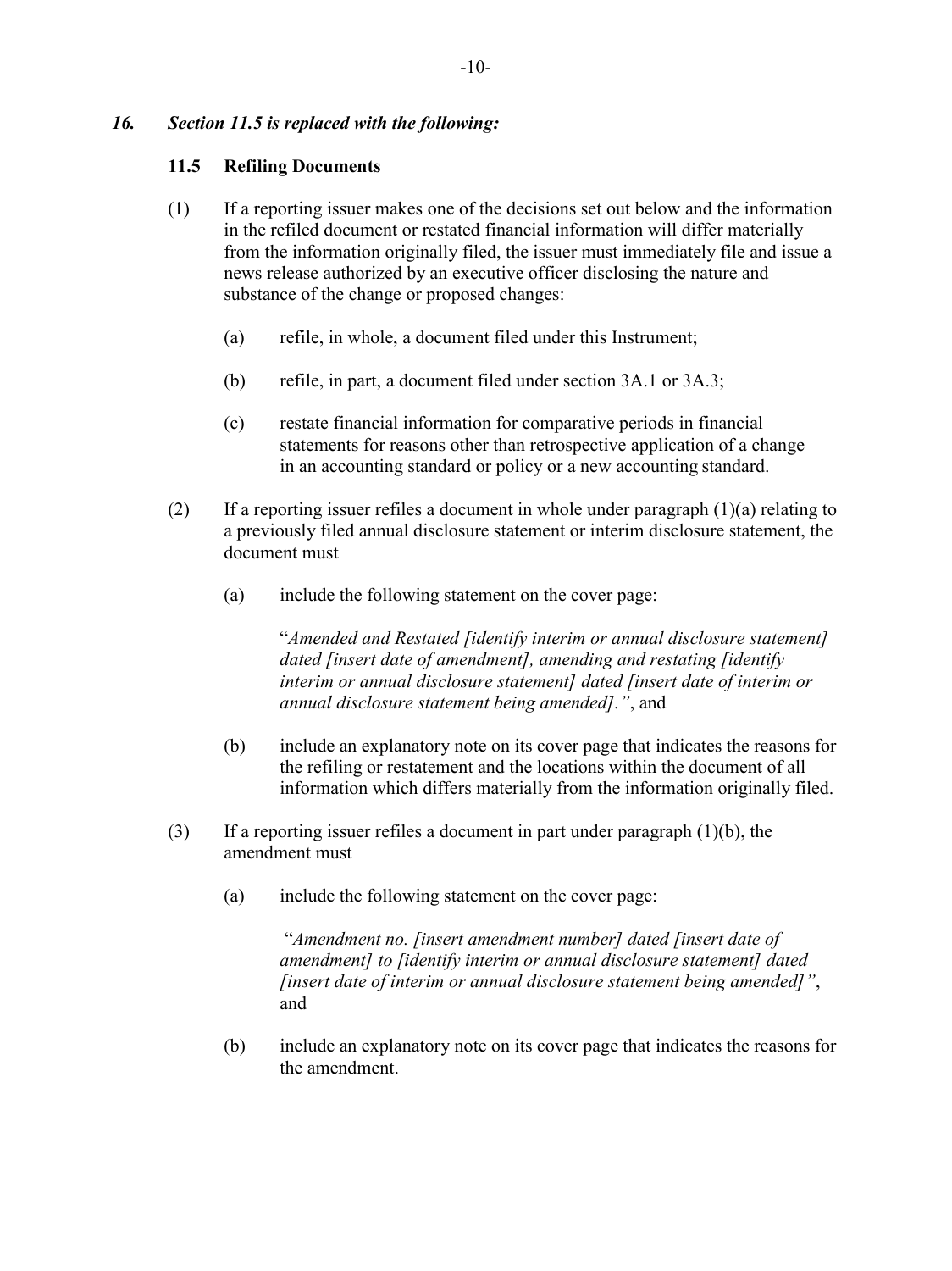***16. Section 11.5 is replaced with the following:***

**11.5 Refiling Documents**

(1) If a reporting issuer makes one of the decisions set out below and the information in the refiled document or restated financial information will differ materially from the information originally filed, the issuer must immediately file and issue a news release authorized by an executive officer disclosing the nature and substance of the change or proposed changes:

(a) refile, in whole, a document filed under this Instrument;

(b) refile, in part, a document filed under section 3A.1 or 3A.3;

(c) restate financial information for comparative periods in financial statements for reasons other than retrospective application of a change in an accounting standard or policy or a new accounting standard.

(2) If a reporting issuer refiles a document in whole under paragraph (1)(a) relating to a previously filed annual disclosure statement or interim disclosure statement, the document must

(a) include the following statement on the cover page:

"*Amended and Restated [identify interim or annual disclosure statement] dated [insert date of amendment], amending and restating [identify interim or annual disclosure statement] dated [insert date of interim or annual disclosure statement being amended].*", and

(b) include an explanatory note on its cover page that indicates the reasons for the refiling or restatement and the locations within the document of all information which differs materially from the information originally filed.

(3) If a reporting issuer refiles a document in part under paragraph (1)(b), the amendment must

(a) include the following statement on the cover page:

"*Amendment no. [insert amendment number] dated [insert date of amendment] to [identify interim or annual disclosure statement] dated [insert date of interim or annual disclosure statement being amended]*", and

(b) include an explanatory note on its cover page that indicates the reasons for the amendment.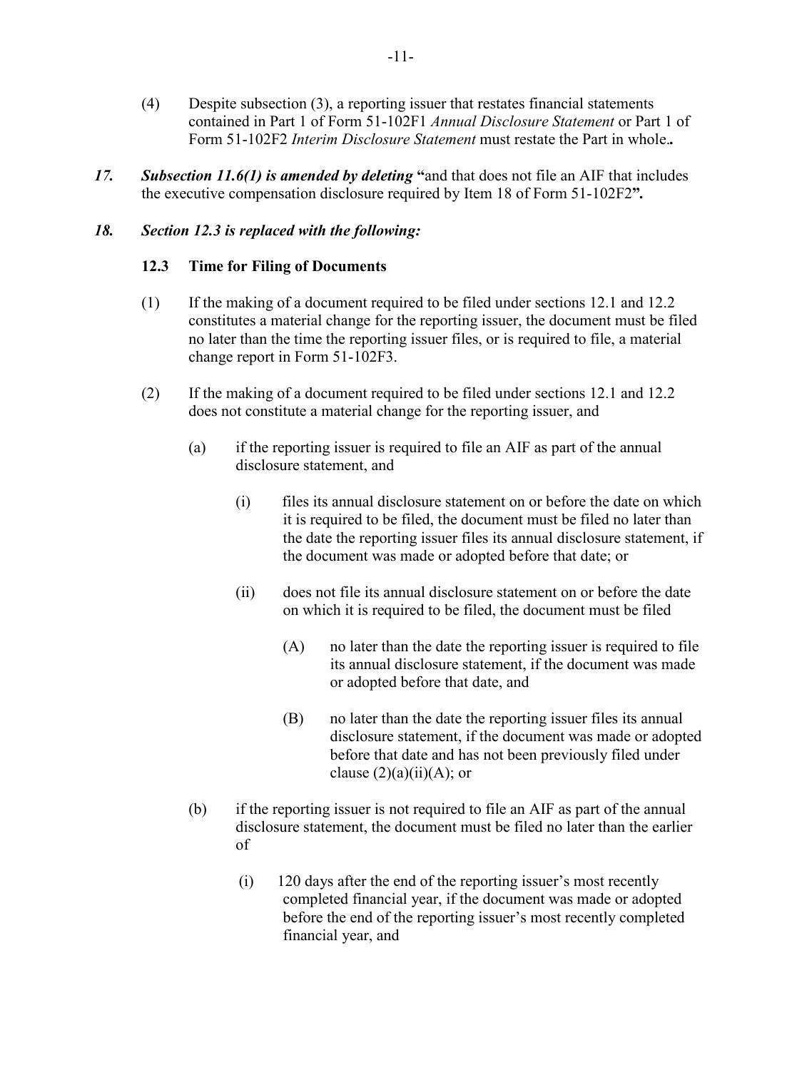(4) Despite subsection (3), a reporting issuer that restates financial statements contained in Part 1 of Form 51-102F1 *Annual Disclosure Statement* or Part 1 of Form 51-102F2 *Interim Disclosure Statement* must restate the Part in whole.**.**

***17. Subsection 11.6(1) is amended by deleting*** **"**and that does not file an AIF that includes the executive compensation disclosure required by Item 18 of Form 51-102F2**".**

***18. Section 12.3 is replaced with the following:***

**12.3 Time for Filing of Documents**

(1) If the making of a document required to be filed under sections 12.1 and 12.2 constitutes a material change for the reporting issuer, the document must be filed no later than the time the reporting issuer files, or is required to file, a material change report in Form 51-102F3.

(2) If the making of a document required to be filed under sections 12.1 and 12.2 does not constitute a material change for the reporting issuer, and

(a) if the reporting issuer is required to file an AIF as part of the annual disclosure statement, and

(i) files its annual disclosure statement on or before the date on which it is required to be filed, the document must be filed no later than the date the reporting issuer files its annual disclosure statement, if the document was made or adopted before that date; or

(ii) does not file its annual disclosure statement on or before the date on which it is required to be filed, the document must be filed

(A) no later than the date the reporting issuer is required to file its annual disclosure statement, if the document was made or adopted before that date, and

(B) no later than the date the reporting issuer files its annual disclosure statement, if the document was made or adopted before that date and has not been previously filed under clause (2)(a)(ii)(A); or

(b) if the reporting issuer is not required to file an AIF as part of the annual disclosure statement, the document must be filed no later than the earlier of

(i) 120 days after the end of the reporting issuer's most recently completed financial year, if the document was made or adopted before the end of the reporting issuer's most recently completed financial year, and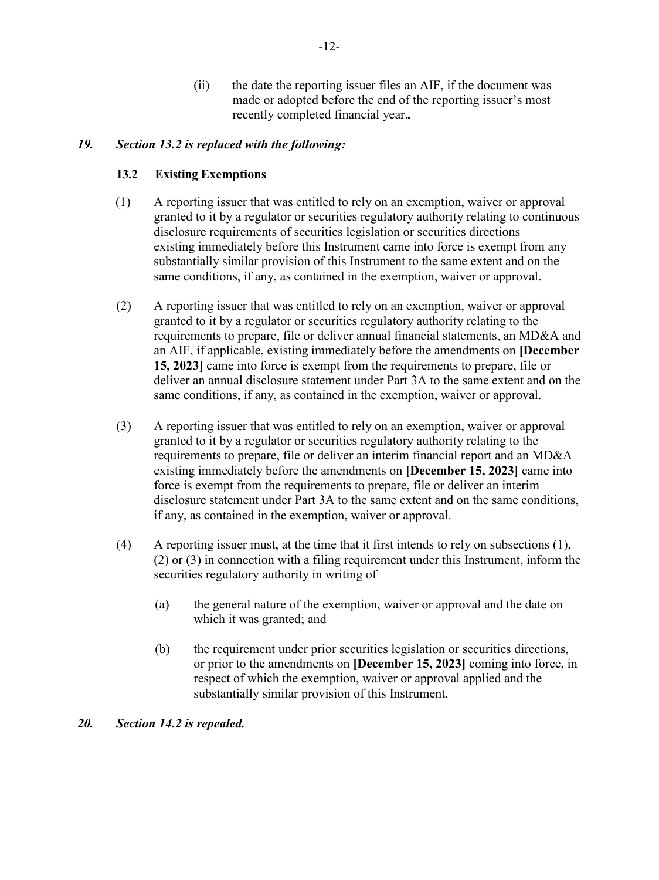(ii) the date the reporting issuer files an AIF, if the document was made or adopted before the end of the reporting issuer's most recently completed financial year.**.**

***19. Section 13.2 is replaced with the following:***

**13.2 Existing Exemptions**

(1) A reporting issuer that was entitled to rely on an exemption, waiver or approval granted to it by a regulator or securities regulatory authority relating to continuous disclosure requirements of securities legislation or securities directions existing immediately before this Instrument came into force is exempt from any substantially similar provision of this Instrument to the same extent and on the same conditions, if any, as contained in the exemption, waiver or approval.

(2) A reporting issuer that was entitled to rely on an exemption, waiver or approval granted to it by a regulator or securities regulatory authority relating to the requirements to prepare, file or deliver annual financial statements, an MD&A and an AIF, if applicable, existing immediately before the amendments on **[December 15, 2023]** came into force is exempt from the requirements to prepare, file or deliver an annual disclosure statement under Part 3A to the same extent and on the same conditions, if any, as contained in the exemption, waiver or approval.

(3) A reporting issuer that was entitled to rely on an exemption, waiver or approval granted to it by a regulator or securities regulatory authority relating to the requirements to prepare, file or deliver an interim financial report and an MD&A existing immediately before the amendments on **[December 15, 2023]** came into force is exempt from the requirements to prepare, file or deliver an interim disclosure statement under Part 3A to the same extent and on the same conditions, if any, as contained in the exemption, waiver or approval.

(4) A reporting issuer must, at the time that it first intends to rely on subsections (1), (2) or (3) in connection with a filing requirement under this Instrument, inform the securities regulatory authority in writing of

(a) the general nature of the exemption, waiver or approval and the date on which it was granted; and

(b) the requirement under prior securities legislation or securities directions, or prior to the amendments on **[December 15, 2023]** coming into force, in respect of which the exemption, waiver or approval applied and the substantially similar provision of this Instrument.

***20. Section 14.2 is repealed.***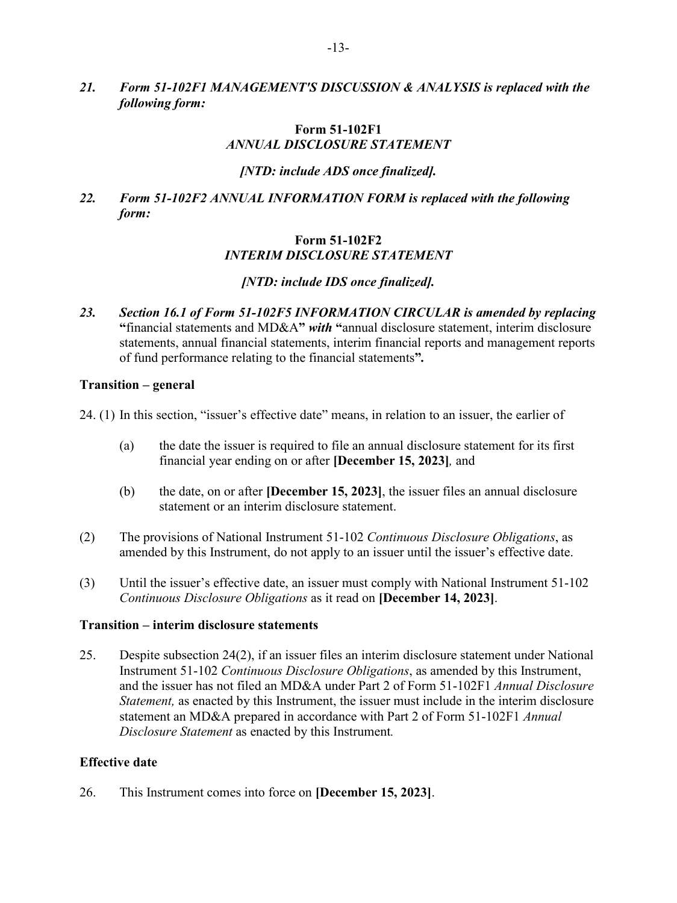***21. Form 51-102F1 MANAGEMENT'S DISCUSSION & ANALYSIS is replaced with the following form:***

**Form 51-102F1**
***ANNUAL DISCLOSURE STATEMENT***

***[NTD: include ADS once finalized].***

***22. Form 51-102F2 ANNUAL INFORMATION FORM is replaced with the following form:***

**Form 51-102F2**
***INTERIM DISCLOSURE STATEMENT***

***[NTD: include IDS once finalized].***

***23. Section 16.1 of Form 51-102F5 INFORMATION CIRCULAR is amended by replacing*** **"**financial statements and MD&A**"** ***with*** **"**annual disclosure statement, interim disclosure statements, annual financial statements, interim financial reports and management reports of fund performance relating to the financial statements**".**

**Transition – general**

24. (1) In this section, "issuer's effective date" means, in relation to an issuer, the earlier of

(a) the date the issuer is required to file an annual disclosure statement for its first financial year ending on or after **[December 15, 2023]**, and

(b) the date, on or after **[December 15, 2023]**, the issuer files an annual disclosure statement or an interim disclosure statement.

(2) The provisions of National Instrument 51-102 *Continuous Disclosure Obligations*, as amended by this Instrument, do not apply to an issuer until the issuer's effective date.

(3) Until the issuer's effective date, an issuer must comply with National Instrument 51-102 *Continuous Disclosure Obligations* as it read on **[December 14, 2023]**.

**Transition – interim disclosure statements**

25. Despite subsection 24(2), if an issuer files an interim disclosure statement under National Instrument 51-102 *Continuous Disclosure Obligations*, as amended by this Instrument, and the issuer has not filed an MD&A under Part 2 of Form 51-102F1 *Annual Disclosure Statement,* as enacted by this Instrument, the issuer must include in the interim disclosure statement an MD&A prepared in accordance with Part 2 of Form 51-102F1 *Annual Disclosure Statement* as enacted by this Instrument*.*

**Effective date**

26. This Instrument comes into force on **[December 15, 2023]**.